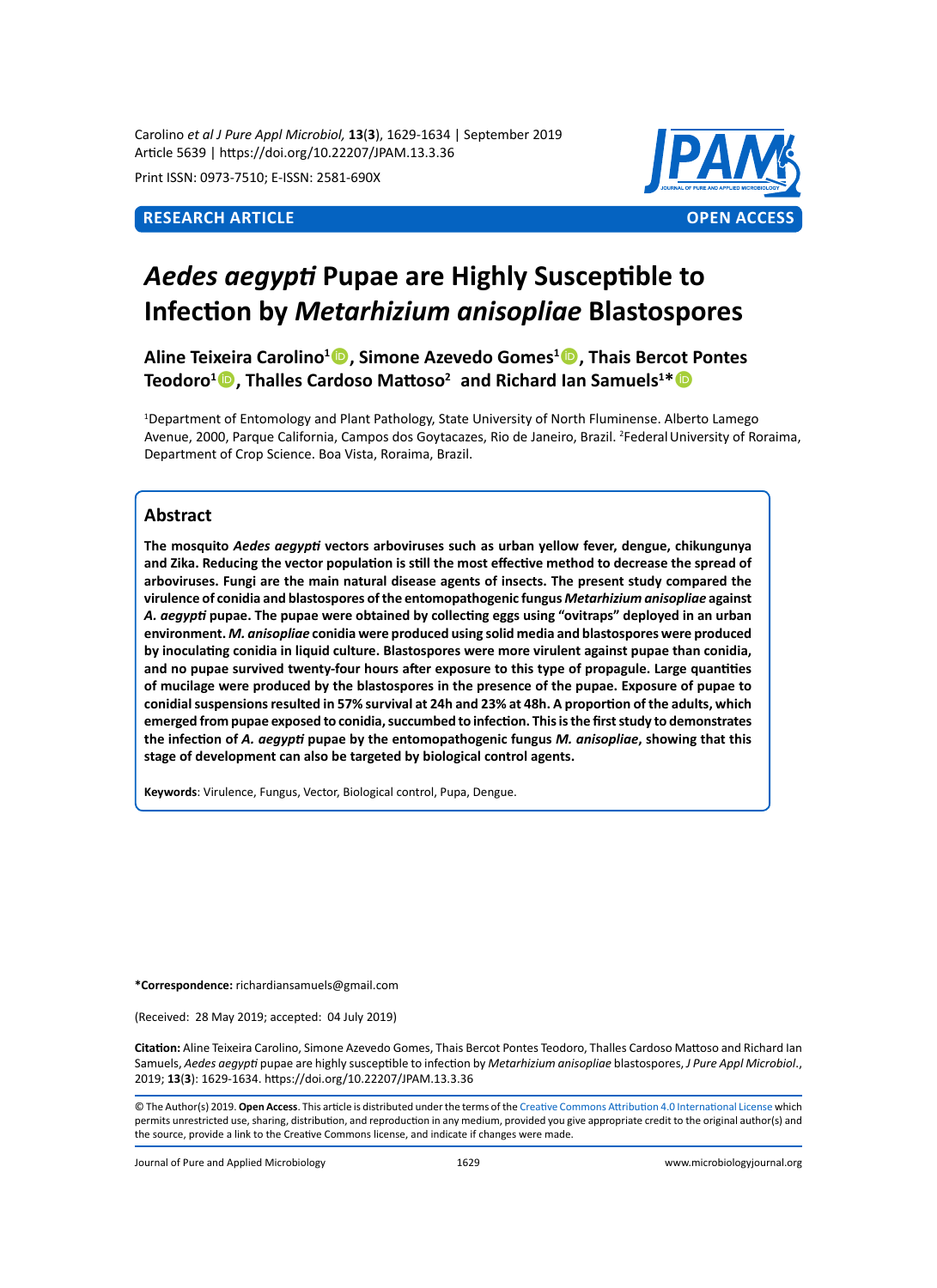Carolino *et al J Pure Appl Microbiol,* **13**(**3**), 1629-1634 | September 2019
Article 5639 | https://doi.org/10.22207/JPAM.13.3.36

Print ISSN: 0973-7510; E-ISSN: 2581-690X

**RESEARCH ARTICLE** **OPEN ACCESS**

# *Aedes aegypti* Pupae are Highly Susceptible to Infection by *Metarhizium anisopliae* Blastospores

**Aline Teixeira Carolino[1], Simone Azevedo Gomes[1], Thais Bercot Pontes Teodoro[1], Thalles Cardoso Mattoso[2] and Richard Ian Samuels[1]***

[1]Department of Entomology and Plant Pathology, State University of North Fluminense. Alberto Lamego Avenue, 2000, Parque California, Campos dos Goytacazes, Rio de Janeiro, Brazil. [2]Federal University of Roraima, Department of Crop Science. Boa Vista, Roraima, Brazil.

## Abstract

**The mosquito *Aedes aegypti* vectors arboviruses such as urban yellow fever, dengue, chikungunya and Zika. Reducing the vector population is still the most effective method to decrease the spread of arboviruses. Fungi are the main natural disease agents of insects. The present study compared the virulence of conidia and blastospores of the entomopathogenic fungus *Metarhizium anisopliae* against *A. aegypti* pupae. The pupae were obtained by collecting eggs using "ovitraps" deployed in an urban environment. *M. anisopliae* conidia were produced using solid media and blastospores were produced by inoculating conidia in liquid culture. Blastospores were more virulent against pupae than conidia, and no pupae survived twenty-four hours after exposure to this type of propagule. Large quantities of mucilage were produced by the blastospores in the presence of the pupae. Exposure of pupae to conidial suspensions resulted in 57% survival at 24h and 23% at 48h. A proportion of the adults, which emerged from pupae exposed to conidia, succumbed to infection. This is the first study to demonstrates the infection of *A. aegypti* pupae by the entomopathogenic fungus *M. anisopliae*, showing that this stage of development can also be targeted by biological control agents.**

**Keywords**: Virulence, Fungus, Vector, Biological control, Pupa, Dengue.

***Correspondence:** richardiansamuels@gmail.com

(Received: 28 May 2019; accepted: 04 July 2019)

**Citation:** Aline Teixeira Carolino, Simone Azevedo Gomes, Thais Bercot Pontes Teodoro, Thalles Cardoso Mattoso and Richard Ian Samuels, *Aedes aegypti* pupae are highly susceptible to infection by *Metarhizium anisopliae* blastospores, *J Pure Appl Microbiol.*, 2019; **13**(**3**): 1629-1634. https://doi.org/10.22207/JPAM.13.3.36

© The Author(s) 2019. **Open Access**. This article is distributed under the terms of the Creative Commons Attribution 4.0 International License which permits unrestricted use, sharing, distribution, and reproduction in any medium, provided you give appropriate credit to the original author(s) and the source, provide a link to the Creative Commons license, and indicate if changes were made.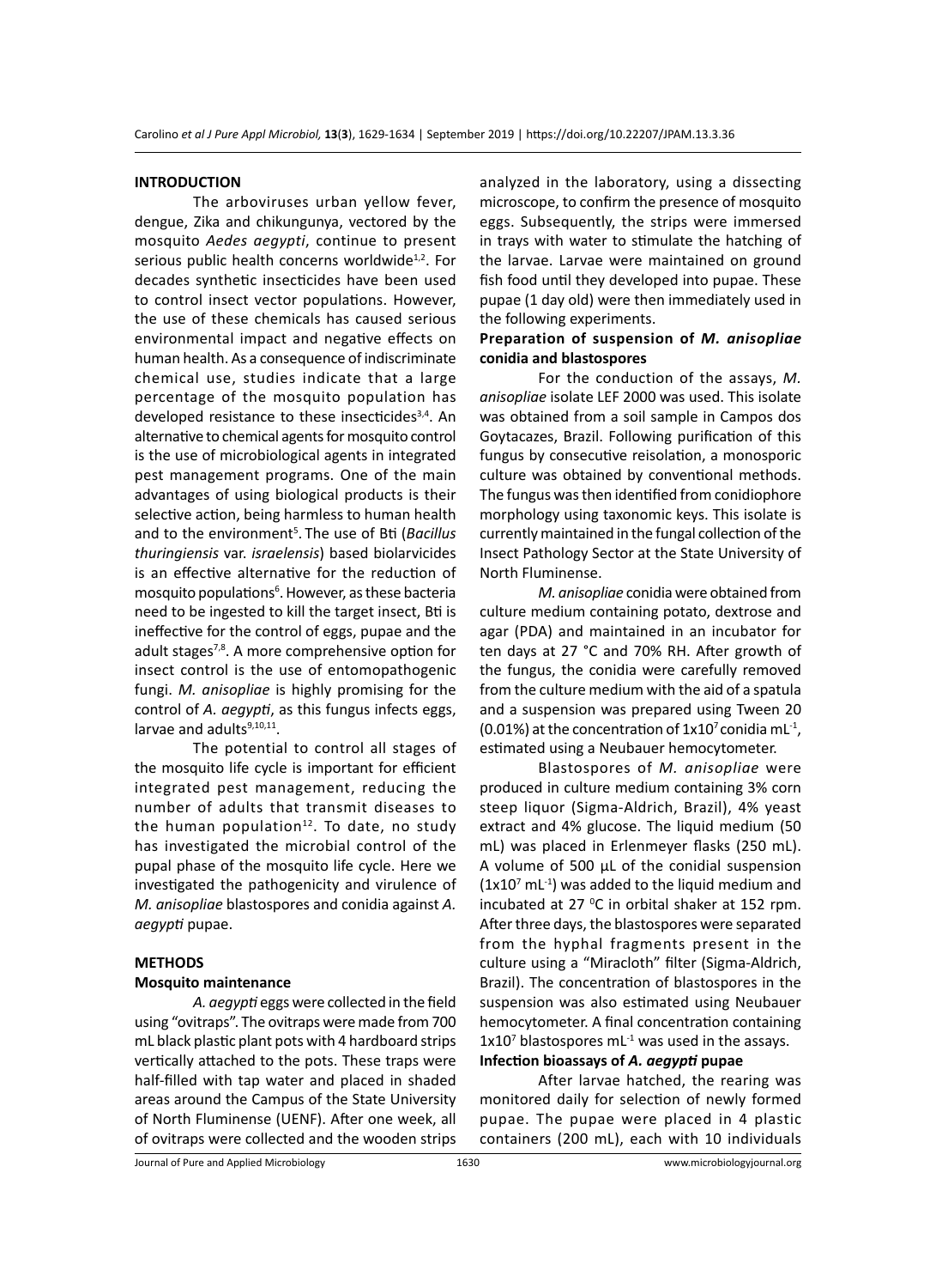## INTRODUCTION

The arboviruses urban yellow fever, dengue, Zika and chikungunya, vectored by the mosquito *Aedes aegypti*, continue to present serious public health concerns worldwide[1,2]. For decades synthetic insecticides have been used to control insect vector populations. However, the use of these chemicals has caused serious environmental impact and negative effects on human health. As a consequence of indiscriminate chemical use, studies indicate that a large percentage of the mosquito population has developed resistance to these insecticides[3,4]. An alternative to chemical agents for mosquito control is the use of microbiological agents in integrated pest management programs. One of the main advantages of using biological products is their selective action, being harmless to human health and to the environment[5]. The use of Bti (*Bacillus thuringiensis* var. *israelensis*) based biolarvicides is an effective alternative for the reduction of mosquito populations[6]. However, as these bacteria need to be ingested to kill the target insect, Bti is ineffective for the control of eggs, pupae and the adult stages[7,8]. A more comprehensive option for insect control is the use of entomopathogenic fungi. *M. anisopliae* is highly promising for the control of *A. aegypti*, as this fungus infects eggs, larvae and adults[9,10,11].

The potential to control all stages of the mosquito life cycle is important for efficient integrated pest management, reducing the number of adults that transmit diseases to the human population[12]. To date, no study has investigated the microbial control of the pupal phase of the mosquito life cycle. Here we investigated the pathogenicity and virulence of *M. anisopliae* blastospores and conidia against *A. aegypti* pupae.

## METHODS

### Mosquito maintenance

*A. aegypti* eggs were collected in the field using "ovitraps". The ovitraps were made from 700 mL black plastic plant pots with 4 hardboard strips vertically attached to the pots. These traps were half-filled with tap water and placed in shaded areas around the Campus of the State University of North Fluminense (UENF). After one week, all of ovitraps were collected and the wooden strips analyzed in the laboratory, using a dissecting microscope, to confirm the presence of mosquito eggs. Subsequently, the strips were immersed in trays with water to stimulate the hatching of the larvae. Larvae were maintained on ground fish food until they developed into pupae. These pupae (1 day old) were then immediately used in the following experiments.

### Preparation of suspension of *M. anisopliae* conidia and blastospores

For the conduction of the assays, *M. anisopliae* isolate LEF 2000 was used. This isolate was obtained from a soil sample in Campos dos Goytacazes, Brazil. Following purification of this fungus by consecutive reisolation, a monosporic culture was obtained by conventional methods. The fungus was then identified from conidiophore morphology using taxonomic keys. This isolate is currently maintained in the fungal collection of the Insect Pathology Sector at the State University of North Fluminense.

*M. anisopliae* conidia were obtained from culture medium containing potato, dextrose and agar (PDA) and maintained in an incubator for ten days at 27 °C and 70% RH. After growth of the fungus, the conidia were carefully removed from the culture medium with the aid of a spatula and a suspension was prepared using Tween 20 (0.01%) at the concentration of $1x10^7$ conidia $mL^{-1}$, estimated using a Neubauer hemocytometer.

Blastospores of *M. anisopliae* were produced in culture medium containing 3% corn steep liquor (Sigma-Aldrich, Brazil), 4% yeast extract and 4% glucose. The liquid medium (50 mL) was placed in Erlenmeyer flasks (250 mL). A volume of 500 µL of the conidial suspension ($1x10^7$ $mL^{-1}$) was added to the liquid medium and incubated at 27 °C in orbital shaker at 152 rpm. After three days, the blastospores were separated from the hyphal fragments present in the culture using a "Miracloth" filter (Sigma-Aldrich, Brazil). The concentration of blastospores in the suspension was also estimated using Neubauer hemocytometer. A final concentration containing $1x10^7$ blastospores $mL^{-1}$ was used in the assays.

### Infection bioassays of *A. aegypti* pupae

After larvae hatched, the rearing was monitored daily for selection of newly formed pupae. The pupae were placed in 4 plastic containers (200 mL), each with 10 individuals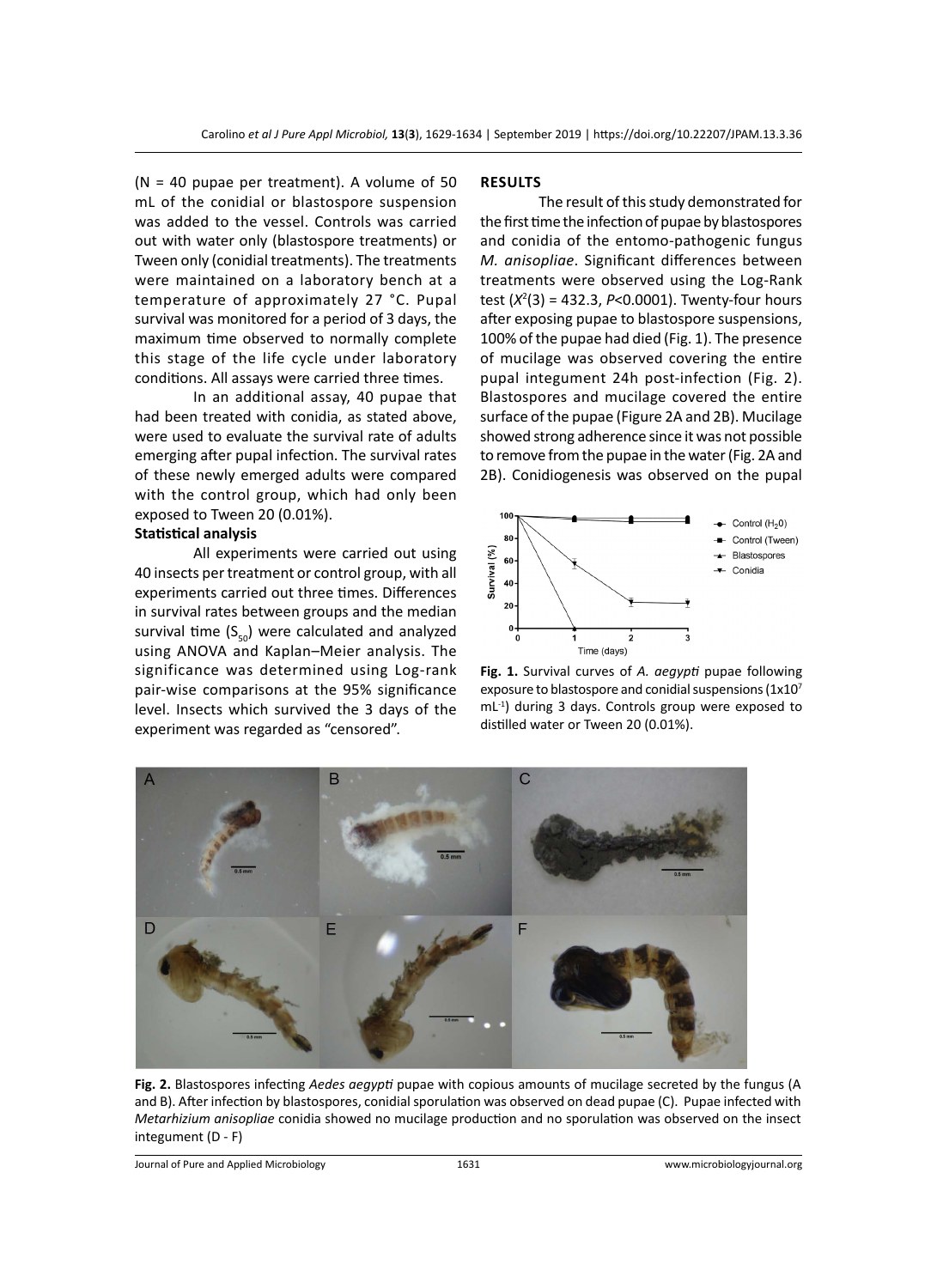(N = 40 pupae per treatment). A volume of 50 mL of the conidial or blastospore suspension was added to the vessel. Controls was carried out with water only (blastospore treatments) or Tween only (conidial treatments). The treatments were maintained on a laboratory bench at a temperature of approximately 27 °C. Pupal survival was monitored for a period of 3 days, the maximum time observed to normally complete this stage of the life cycle under laboratory conditions. All assays were carried three times.

In an additional assay, 40 pupae that had been treated with conidia, as stated above, were used to evaluate the survival rate of adults emerging after pupal infection. The survival rates of these newly emerged adults were compared with the control group, which had only been exposed to Tween 20 (0.01%).

### Statistical analysis

All experiments were carried out using 40 insects per treatment or control group, with all experiments carried out three times. Differences in survival rates between groups and the median survival time ($S_{50}$) were calculated and analyzed using ANOVA and Kaplan–Meier analysis. The significance was determined using Log-rank pair-wise comparisons at the 95% significance level. Insects which survived the 3 days of the experiment was regarded as "censored".

## RESULTS

The result of this study demonstrated for the first time the infection of pupae by blastospores and conidia of the entomo-pathogenic fungus *M. anisopliae*. Significant differences between treatments were observed using the Log-Rank test ($X^2(3) = 432.3$, $P<0.0001$). Twenty-four hours after exposing pupae to blastospore suspensions, 100% of the pupae had died (Fig. 1). The presence of mucilage was observed covering the entire pupal integument 24h post-infection (Fig. 2). Blastospores and mucilage covered the entire surface of the pupae (Figure 2A and 2B). Mucilage showed strong adherence since it was not possible to remove from the pupae in the water (Fig. 2A and 2B). Conidiogenesis was observed on the pupal

**Fig. 1.** Survival curves of *A. aegypti* pupae following exposure to blastospore and conidial suspensions ($1x10^7$ $mL^{-1}$) during 3 days. Controls group were exposed to distilled water or Tween 20 (0.01%).

**Fig. 2.** Blastospores infecting *Aedes aegypti* pupae with copious amounts of mucilage secreted by the fungus (A and B). After infection by blastospores, conidial sporulation was observed on dead pupae (C). Pupae infected with *Metarhizium anisopliae* conidia showed no mucilage production and no sporulation was observed on the insect integument (D - F)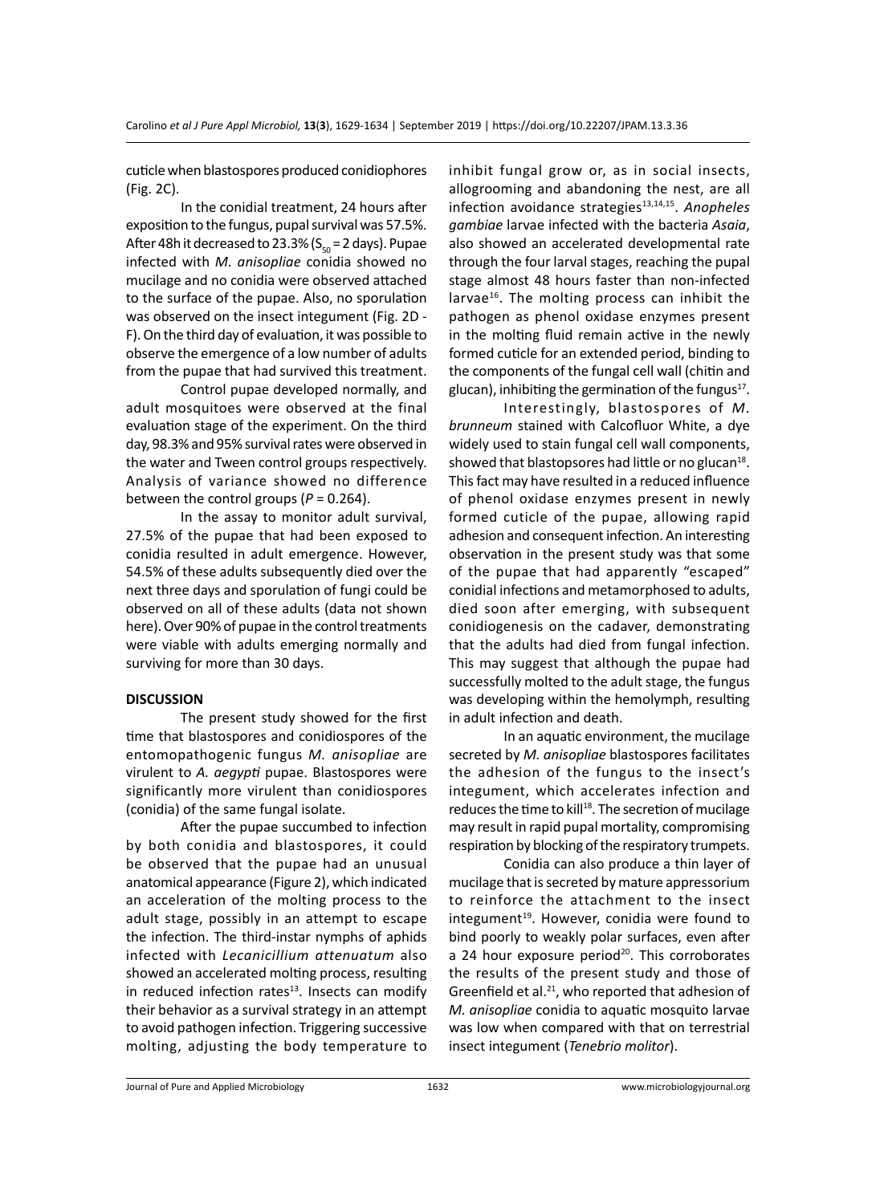cuticle when blastospores produced conidiophores (Fig. 2C).

In the conidial treatment, 24 hours after exposition to the fungus, pupal survival was 57.5%. After 48h it decreased to 23.3% ($S_{50}$ = 2 days). Pupae infected with *M. anisopliae* conidia showed no mucilage and no conidia were observed attached to the surface of the pupae. Also, no sporulation was observed on the insect integument (Fig. 2D - F). On the third day of evaluation, it was possible to observe the emergence of a low number of adults from the pupae that had survived this treatment.

Control pupae developed normally, and adult mosquitoes were observed at the final evaluation stage of the experiment. On the third day, 98.3% and 95% survival rates were observed in the water and Tween control groups respectively. Analysis of variance showed no difference between the control groups ($P = 0.264$).

In the assay to monitor adult survival, 27.5% of the pupae that had been exposed to conidia resulted in adult emergence. However, 54.5% of these adults subsequently died over the next three days and sporulation of fungi could be observed on all of these adults (data not shown here). Over 90% of pupae in the control treatments were viable with adults emerging normally and surviving for more than 30 days.

## DISCUSSION

The present study showed for the first time that blastospores and conidiospores of the entomopathogenic fungus *M. anisopliae* are virulent to *A. aegypti* pupae. Blastospores were significantly more virulent than conidiospores (conidia) of the same fungal isolate.

After the pupae succumbed to infection by both conidia and blastospores, it could be observed that the pupae had an unusual anatomical appearance (Figure 2), which indicated an acceleration of the molting process to the adult stage, possibly in an attempt to escape the infection. The third-instar nymphs of aphids infected with *Lecanicillium attenuatum* also showed an accelerated molting process, resulting in reduced infection rates[13]. Insects can modify their behavior as a survival strategy in an attempt to avoid pathogen infection. Triggering successive molting, adjusting the body temperature to inhibit fungal grow or, as in social insects, allogrooming and abandoning the nest, are all infection avoidance strategies[13,14,15]. *Anopheles gambiae* larvae infected with the bacteria *Asaia*, also showed an accelerated developmental rate through the four larval stages, reaching the pupal stage almost 48 hours faster than non-infected larvae[16]. The molting process can inhibit the pathogen as phenol oxidase enzymes present in the molting fluid remain active in the newly formed cuticle for an extended period, binding to the components of the fungal cell wall (chitin and glucan), inhibiting the germination of the fungus[17].

Interestingly, blastospores of *M. brunneum* stained with Calcofluor White, a dye widely used to stain fungal cell wall components, showed that blastopsores had little or no glucan[18]. This fact may have resulted in a reduced influence of phenol oxidase enzymes present in newly formed cuticle of the pupae, allowing rapid adhesion and consequent infection. An interesting observation in the present study was that some of the pupae that had apparently "escaped" conidial infections and metamorphosed to adults, died soon after emerging, with subsequent conidiogenesis on the cadaver, demonstrating that the adults had died from fungal infection. This may suggest that although the pupae had successfully molted to the adult stage, the fungus was developing within the hemolymph, resulting in adult infection and death.

In an aquatic environment, the mucilage secreted by *M. anisopliae* blastospores facilitates the adhesion of the fungus to the insect's integument, which accelerates infection and reduces the time to kill[18]. The secretion of mucilage may result in rapid pupal mortality, compromising respiration by blocking of the respiratory trumpets.

Conidia can also produce a thin layer of mucilage that is secreted by mature appressorium to reinforce the attachment to the insect integument[19]. However, conidia were found to bind poorly to weakly polar surfaces, even after a 24 hour exposure period[20]. This corroborates the results of the present study and those of Greenfield et al.[21], who reported that adhesion of *M. anisopliae* conidia to aquatic mosquito larvae was low when compared with that on terrestrial insect integument (*Tenebrio molitor*).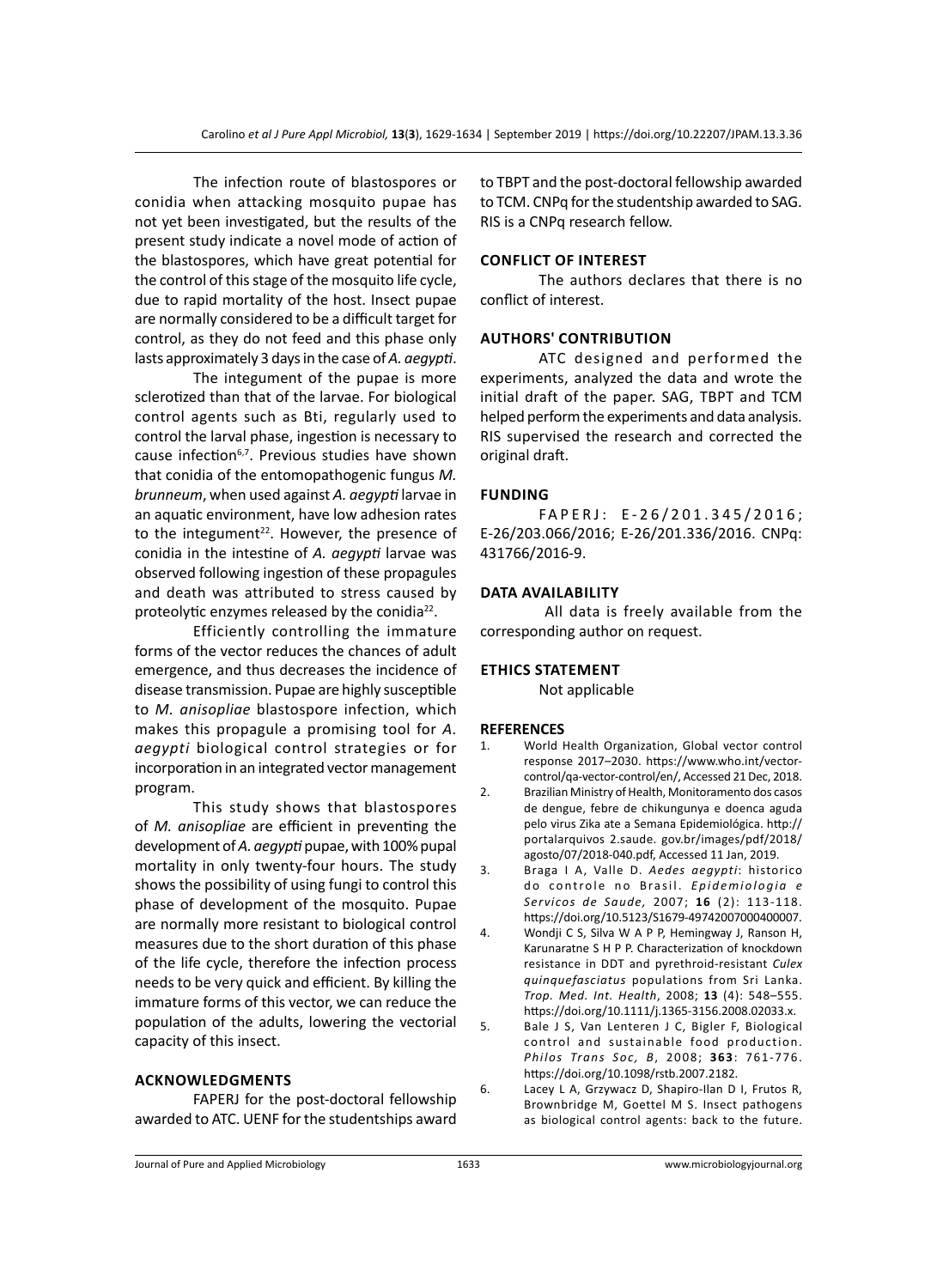The infection route of blastospores or conidia when attacking mosquito pupae has not yet been investigated, but the results of the present study indicate a novel mode of action of the blastospores, which have great potential for the control of this stage of the mosquito life cycle, due to rapid mortality of the host. Insect pupae are normally considered to be a difficult target for control, as they do not feed and this phase only lasts approximately 3 days in the case of *A. aegypti*.

The integument of the pupae is more sclerotized than that of the larvae. For biological control agents such as Bti, regularly used to control the larval phase, ingestion is necessary to cause infection[6,7]. Previous studies have shown that conidia of the entomopathogenic fungus *M. brunneum*, when used against *A. aegypti* larvae in an aquatic environment, have low adhesion rates to the integument[22]. However, the presence of conidia in the intestine of *A. aegypti* larvae was observed following ingestion of these propagules and death was attributed to stress caused by proteolytic enzymes released by the conidia[22].

Efficiently controlling the immature forms of the vector reduces the chances of adult emergence, and thus decreases the incidence of disease transmission. Pupae are highly susceptible to *M. anisopliae* blastospore infection, which makes this propagule a promising tool for *A. aegypti* biological control strategies or for incorporation in an integrated vector management program.

This study shows that blastospores of *M. anisopliae* are efficient in preventing the development of *A. aegypti* pupae, with 100% pupal mortality in only twenty-four hours. The study shows the possibility of using fungi to control this phase of development of the mosquito. Pupae are normally more resistant to biological control measures due to the short duration of this phase of the life cycle, therefore the infection process needs to be very quick and efficient. By killing the immature forms of this vector, we can reduce the population of the adults, lowering the vectorial capacity of this insect.

## ACKNOWLEDGMENTS

FAPERJ for the post-doctoral fellowship awarded to ATC. UENF for the studentships award to TBPT and the post-doctoral fellowship awarded to TCM. CNPq for the studentship awarded to SAG. RIS is a CNPq research fellow.

## CONFLICT OF INTEREST

The authors declares that there is no conflict of interest.

## AUTHORS' CONTRIBUTION

ATC designed and performed the experiments, analyzed the data and wrote the initial draft of the paper. SAG, TBPT and TCM helped perform the experiments and data analysis. RIS supervised the research and corrected the original draft.

## FUNDING

FAPERJ: E-26/201.345/2016; E-26/203.066/2016; E-26/201.336/2016. CNPq: 431766/2016-9.

## DATA AVAILABILITY

All data is freely available from the corresponding author on request.

## ETHICS STATEMENT

Not applicable

## REFERENCES

1. World Health Organization, Global vector control response 2017–2030. https://www.who.int/vector-control/qa-vector-control/en/, Accessed 21 Dec, 2018.
2. Brazilian Ministry of Health, Monitoramento dos casos de dengue, febre de chikungunya e doenca aguda pelo virus Zika ate a Semana Epidemiológica. http://portalarquivos 2.saude. gov.br/images/pdf/2018/agosto/07/2018-040.pdf, Accessed 11 Jan, 2019.
3. Braga I A, Valle D. *Aedes aegypti*: historico do controle no Brasil. *Epidemiologia e Servicos de Saude,* 2007; **16** (2): 113-118. https://doi.org/10.5123/S1679-49742007000400007.
4. Wondji C S, Silva W A P P, Hemingway J, Ranson H, Karunaratne S H P P. Characterization of knockdown resistance in DDT and pyrethroid-resistant *Culex quinquefasciatus* populations from Sri Lanka. *Trop. Med. Int. Health*, 2008; **13** (4): 548–555. https://doi.org/10.1111/j.1365-3156.2008.02033.x.
5. Bale J S, Van Lenteren J C, Bigler F, Biological control and sustainable food production. *Philos Trans Soc, B*, 2008; **363**: 761-776. https://doi.org/10.1098/rstb.2007.2182.
6. Lacey L A, Grzywacz D, Shapiro-Ilan D I, Frutos R, Brownbridge M, Goettel M S. Insect pathogens as biological control agents: back to the future.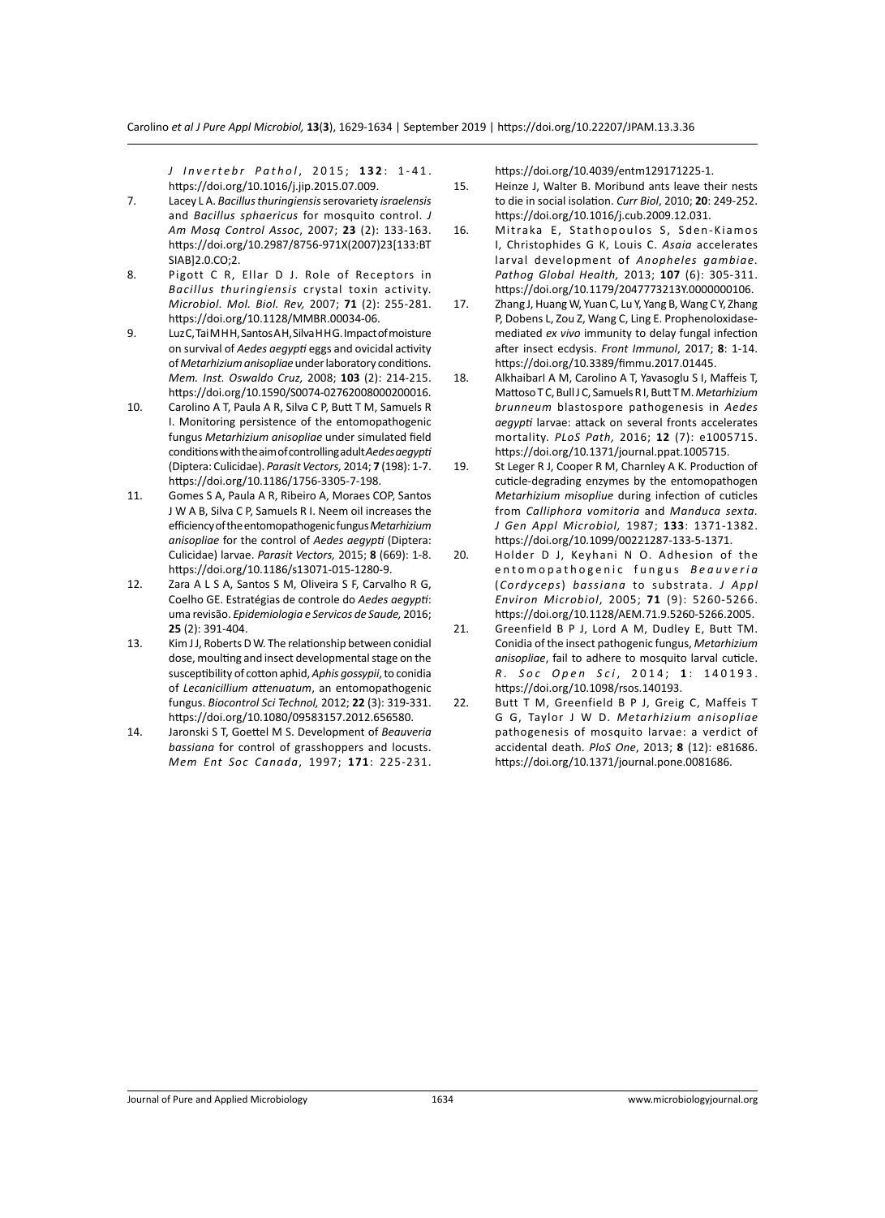*J Invertebr Pathol*, 2015; **132**: 1-41. https://doi.org/10.1016/j.jip.2015.07.009.

7. Lacey L A. *Bacillus thuringiensis* serovariety *israelensis* and *Bacillus sphaericus* for mosquito control. *J Am Mosq Control Assoc*, 2007; **23** (2): 133-163. https://doi.org/10.2987/8756-971X(2007)23[133:BTSIAB]2.0.CO;2.
8. Pigott C R, Ellar D J. Role of Receptors in *Bacillus thuringiensis* crystal toxin activity. *Microbiol. Mol. Biol. Rev,* 2007; **71** (2): 255-281. https://doi.org/10.1128/MMBR.00034-06.
9. Luz C, Tai M H H, Santos A H, Silva H H G. Impact of moisture on survival of *Aedes aegypti* eggs and ovicidal activity of *Metarhizium anisopliae* under laboratory conditions. *Mem. Inst. Oswaldo Cruz,* 2008; **103** (2): 214-215. https://doi.org/10.1590/S0074-02762008000200016.
10. Carolino A T, Paula A R, Silva C P, Butt T M, Samuels R I. Monitoring persistence of the entomopathogenic fungus *Metarhizium anisopliae* under simulated field conditions with the aim of controlling adult *Aedes aegypti* (Diptera: Culicidae). *Parasit Vectors,* 2014; **7** (198): 1-7. https://doi.org/10.1186/1756-3305-7-198.
11. Gomes S A, Paula A R, Ribeiro A, Moraes COP, Santos J W A B, Silva C P, Samuels R I. Neem oil increases the efficiency of the entomopathogenic fungus *Metarhizium anisopliae* for the control of *Aedes aegypti* (Diptera: Culicidae) larvae. *Parasit Vectors,* 2015; **8** (669): 1-8. https://doi.org/10.1186/s13071-015-1280-9.
12. Zara A L S A, Santos S M, Oliveira S F, Carvalho R G, Coelho GE. Estratégias de controle do *Aedes aegypti*: uma revisão. *Epidemiologia e Servicos de Saude,* 2016; **25** (2): 391-404.
13. Kim J J, Roberts D W. The relationship between conidial dose, moulting and insect developmental stage on the susceptibility of cotton aphid, *Aphis gossypii*, to conidia of *Lecanicillium attenuatum*, an entomopathogenic fungus. *Biocontrol Sci Technol,* 2012; **22** (3): 319-331. https://doi.org/10.1080/09583157.2012.656580.
14. Jaronski S T, Goettel M S. Development of *Beauveria bassiana* for control of grasshoppers and locusts. *Mem Ent Soc Canada*, 1997; **171**: 225-231. https://doi.org/10.4039/entm129171225-1.
15. Heinze J, Walter B. Moribund ants leave their nests to die in social isolation. *Curr Biol*, 2010; **20**: 249-252. https://doi.org/10.1016/j.cub.2009.12.031.
16. Mitraka E, Stathopoulos S, Sden-Kiamos I, Christophides G K, Louis C. *Asaia* accelerates larval development of *Anopheles gambiae*. *Pathog Global Health,* 2013; **107** (6): 305-311. https://doi.org/10.1179/2047773213Y.0000000106.
17. Zhang J, Huang W, Yuan C, Lu Y, Yang B, Wang C Y, Zhang P, Dobens L, Zou Z, Wang C, Ling E. Prophenoloxidase-mediated *ex vivo* immunity to delay fungal infection after insect ecdysis. *Front Immunol*, 2017; **8**: 1-14. https://doi.org/10.3389/fimmu.2017.01445.
18. Alkhaibarl A M, Carolino A T, Yavasoglu S I, Maffeis T, Mattoso T C, Bull J C, Samuels R I, Butt T M. *Metarhizium brunneum* blastospore pathogenesis in *Aedes aegypti* larvae: attack on several fronts accelerates mortality. *PLoS Path,* 2016; **12** (7): e1005715. https://doi.org/10.1371/journal.ppat.1005715.
19. St Leger R J, Cooper R M, Charnley A K. Production of cuticle-degrading enzymes by the entomopathogen *Metarhizium misopliue* during infection of cuticles from *Calliphora vomitoria* and *Manduca sexta*. *J Gen Appl Microbiol,* 1987; **133**: 1371-1382. https://doi.org/10.1099/00221287-133-5-1371.
20. Holder D J, Keyhani N O. Adhesion of the entomopathogenic fungus *Beauveria* (*Cordyceps*) *bassiana* to substrata. *J Appl Environ Microbiol*, 2005; **71** (9): 5260-5266. https://doi.org/10.1128/AEM.71.9.5260-5266.2005.
21. Greenfield B P J, Lord A M, Dudley E, Butt TM. Conidia of the insect pathogenic fungus, *Metarhizium anisopliae*, fail to adhere to mosquito larval cuticle. *R. Soc Open Sci*, 2014; **1**: 140193. https://doi.org/10.1098/rsos.140193.
22. Butt T M, Greenfield B P J, Greig C, Maffeis T G G, Taylor J W D. *Metarhizium anisopliae* pathogenesis of mosquito larvae: a verdict of accidental death. *PloS One*, 2013; **8** (12): e81686. https://doi.org/10.1371/journal.pone.0081686.